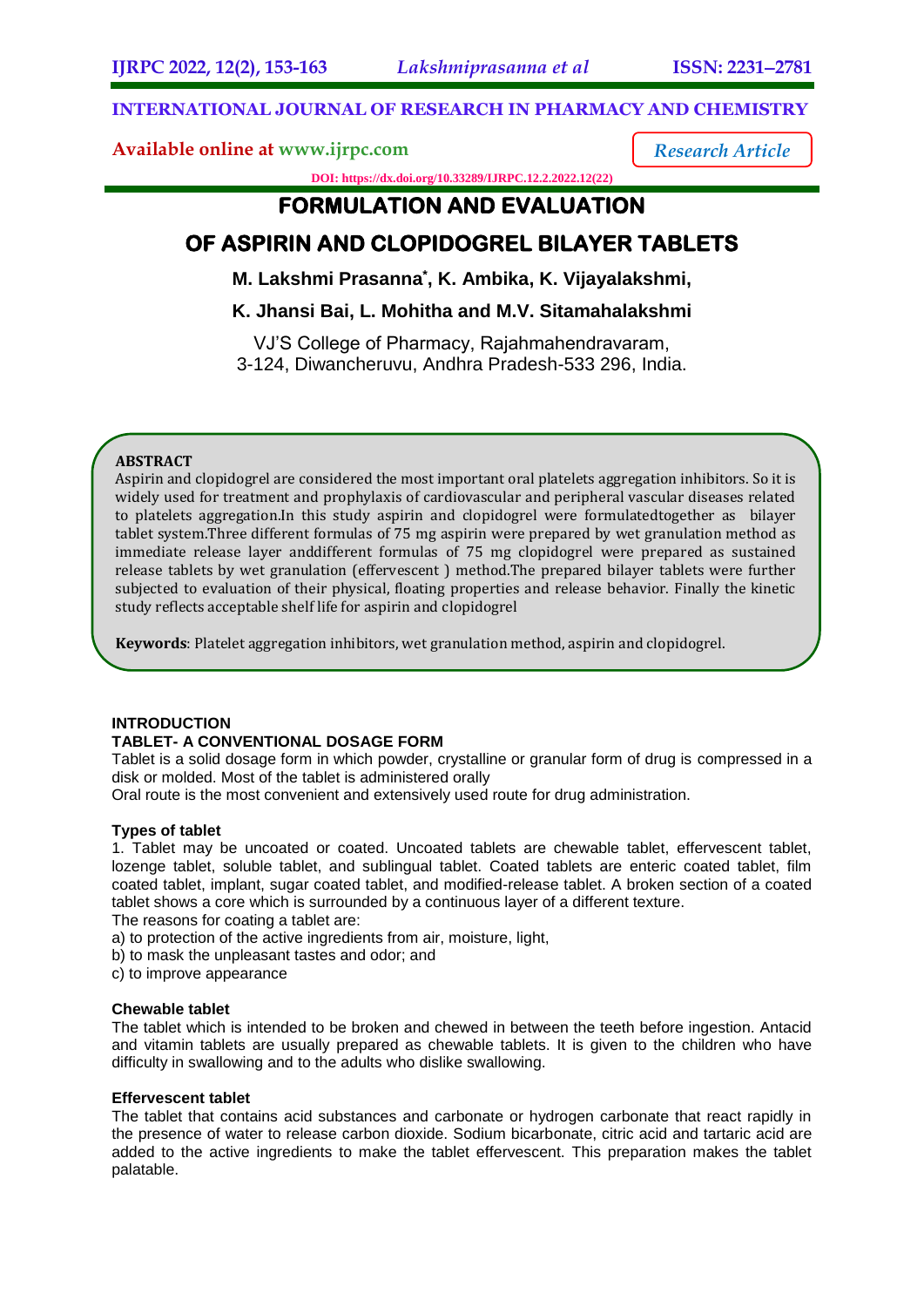**INTERNATIONAL JOURNAL OF RESEARCH IN PHARMACY AND CHEMISTRY**

**Available online at www.ijrpc.com**

*Research Article*

**DOI: https://dx.doi.org/10.33289/IJRPC.12.2.2022.12(22)**

# FORMULATION AND EVALUATION OF ASPIRIN AND CLOPIDOGREL BILAYER TABLETS

**M. Lakshmi Prasanna*, K. Ambika, K. Vijayalakshmi, K. Jhansi Bai, L. Mohitha and M.V. Sitamahalakshmi**

VJ'S College of Pharmacy, Rajahmahendravaram, 3-124, Diwancheruvu, Andhra Pradesh-533 296, India.

**ABSTRACT**

Aspirin and clopidogrel are considered the most important oral platelets aggregation inhibitors. So it is widely used for treatment and prophylaxis of cardiovascular and peripheral vascular diseases related to platelets aggregation.In this study aspirin and clopidogrel were formulatedtogether as bilayer tablet system.Three different formulas of 75 mg aspirin were prepared by wet granulation method as immediate release layer anddifferent formulas of 75 mg clopidogrel were prepared as sustained release tablets by wet granulation (effervescent ) method.The prepared bilayer tablets were further subjected to evaluation of their physical, floating properties and release behavior. Finally the kinetic study reflects acceptable shelf life for aspirin and clopidogrel

**Keywords**: Platelet aggregation inhibitors, wet granulation method, aspirin and clopidogrel.

## INTRODUCTION

### TABLET- A CONVENTIONAL DOSAGE FORM

Tablet is a solid dosage form in which powder, crystalline or granular form of drug is compressed in a disk or molded. Most of the tablet is administered orally

Oral route is the most convenient and extensively used route for drug administration.

### Types of tablet

1. Tablet may be uncoated or coated. Uncoated tablets are chewable tablet, effervescent tablet, lozenge tablet, soluble tablet, and sublingual tablet. Coated tablets are enteric coated tablet, film coated tablet, implant, sugar coated tablet, and modified-release tablet. A broken section of a coated tablet shows a core which is surrounded by a continuous layer of a different texture.

The reasons for coating a tablet are:

a) to protection of the active ingredients from air, moisture, light,

b) to mask the unpleasant tastes and odor; and

c) to improve appearance

### Chewable tablet

The tablet which is intended to be broken and chewed in between the teeth before ingestion. Antacid and vitamin tablets are usually prepared as chewable tablets. It is given to the children who have difficulty in swallowing and to the adults who dislike swallowing.

### Effervescent tablet

The tablet that contains acid substances and carbonate or hydrogen carbonate that react rapidly in the presence of water to release carbon dioxide. Sodium bicarbonate, citric acid and tartaric acid are added to the active ingredients to make the tablet effervescent. This preparation makes the tablet palatable.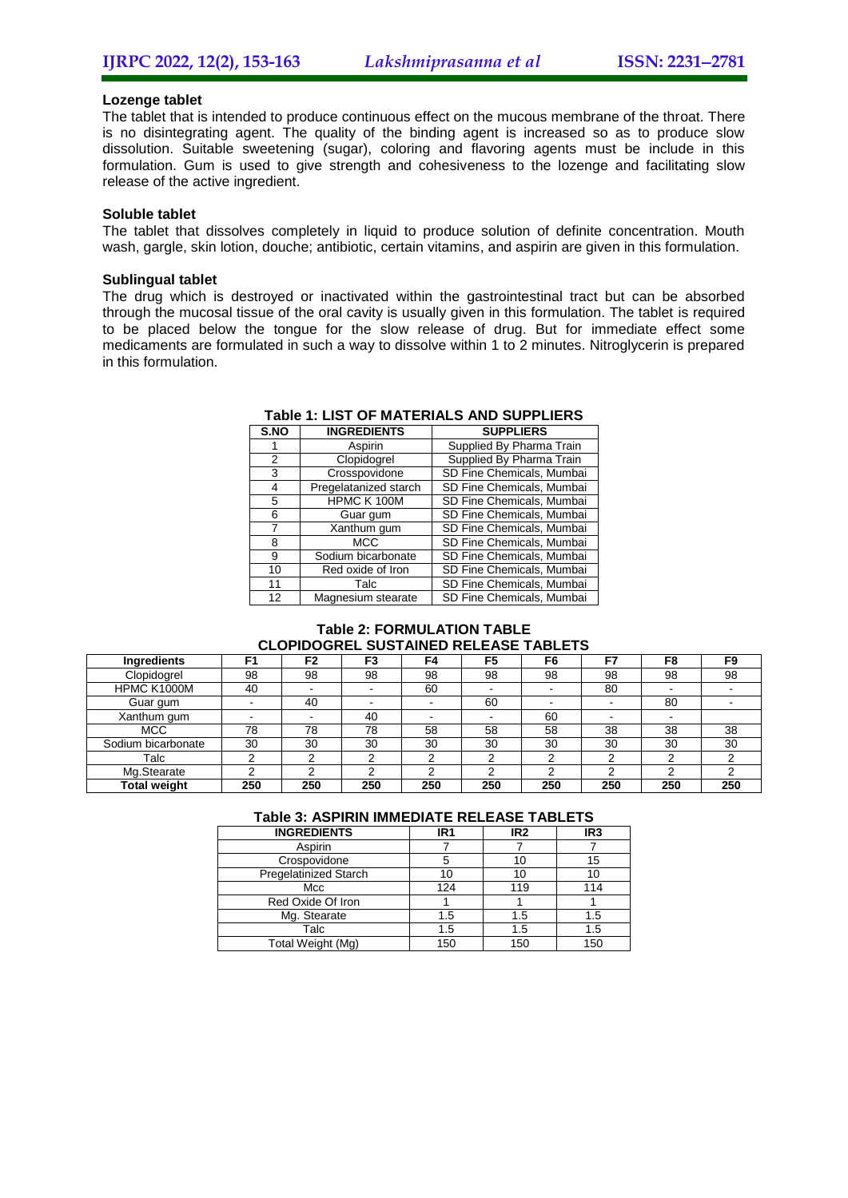### Lozenge tablet

The tablet that is intended to produce continuous effect on the mucous membrane of the throat. There is no disintegrating agent. The quality of the binding agent is increased so as to produce slow dissolution. Suitable sweetening (sugar), coloring and flavoring agents must be include in this formulation. Gum is used to give strength and cohesiveness to the lozenge and facilitating slow release of the active ingredient.

### Soluble tablet

The tablet that dissolves completely in liquid to produce solution of definite concentration. Mouth wash, gargle, skin lotion, douche; antibiotic, certain vitamins, and aspirin are given in this formulation.

### Sublingual tablet

The drug which is destroyed or inactivated within the gastrointestinal tract but can be absorbed through the mucosal tissue of the oral cavity is usually given in this formulation. The tablet is required to be placed below the tongue for the slow release of drug. But for immediate effect some medicaments are formulated in such a way to dissolve within 1 to 2 minutes. Nitroglycerin is prepared in this formulation.

**Table 1: LIST OF MATERIALS AND SUPPLIERS**

| S.NO | INGREDIENTS | SUPPLIERS |
|---|---|---|
| 1 | Aspirin | Supplied By Pharma Train |
| 2 | Clopidogrel | Supplied By Pharma Train |
| 3 | Crosspovidone | SD Fine Chemicals, Mumbai |
| 4 | Pregelatanized starch | SD Fine Chemicals, Mumbai |
| 5 | HPMC K 100M | SD Fine Chemicals, Mumbai |
| 6 | Guar gum | SD Fine Chemicals, Mumbai |
| 7 | Xanthum gum | SD Fine Chemicals, Mumbai |
| 8 | MCC | SD Fine Chemicals, Mumbai |
| 9 | Sodium bicarbonate | SD Fine Chemicals, Mumbai |
| 10 | Red oxide of Iron | SD Fine Chemicals, Mumbai |
| 11 | Talc | SD Fine Chemicals, Mumbai |
| 12 | Magnesium stearate | SD Fine Chemicals, Mumbai |

**Table 2: FORMULATION TABLE**
**CLOPIDOGREL SUSTAINED RELEASE TABLETS**

| Ingredients | F1 | F2 | F3 | F4 | F5 | F6 | F7 | F8 | F9 |
|---|---|---|---|---|---|---|---|---|---|
| Clopidogrel | 98 | 98 | 98 | 98 | 98 | 98 | 98 | 98 | 98 |
| HPMC K1000M | 40 | - | - | 60 | - | - | 80 | - | - |
| Guar gum | - | 40 | - | - | 60 | - | - | 80 | - |
| Xanthum gum | - | - | 40 | - | - | 60 | - | - | |
| MCC | 78 | 78 | 78 | 58 | 58 | 58 | 38 | 38 | 38 |
| Sodium bicarbonate | 30 | 30 | 30 | 30 | 30 | 30 | 30 | 30 | 30 |
| Talc | 2 | 2 | 2 | 2 | 2 | 2 | 2 | 2 | 2 |
| Mg.Stearate | 2 | 2 | 2 | 2 | 2 | 2 | 2 | 2 | 2 |
| **Total weight** | **250** | **250** | **250** | **250** | **250** | **250** | **250** | **250** | **250** |

**Table 3: ASPIRIN IMMEDIATE RELEASE TABLETS**

| INGREDIENTS | IR1 | IR2 | IR3 |
|---|---|---|---|
| Aspirin | 7 | 7 | 7 |
| Crospovidone | 5 | 10 | 15 |
| Pregelatinized Starch | 10 | 10 | 10 |
| Mcc | 124 | 119 | 114 |
| Red Oxide Of Iron | 1 | 1 | 1 |
| Mg. Stearate | 1.5 | 1.5 | 1.5 |
| Talc | 1.5 | 1.5 | 1.5 |
| Total Weight (Mg) | 150 | 150 | 150 |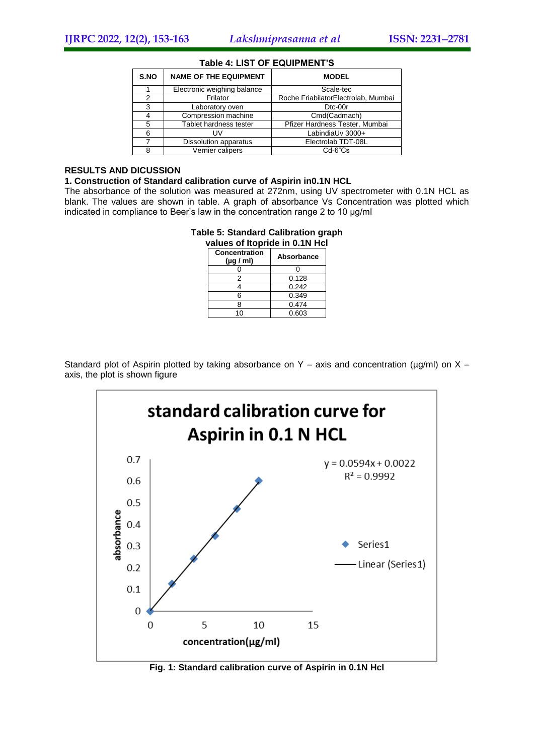**Table 4: LIST OF EQUIPMENT'S**

| S.NO | NAME OF THE EQUIPMENT | MODEL |
|---|---|---|
| 1 | Electronic weighing balance | Scale-tec |
| 2 | Frilator | Roche FriabilatorElectrolab, Mumbai |
| 3 | Laboratory oven | Dtc-00r |
| 4 | Compression machine | Cmd(Cadmach) |
| 5 | Tablet hardness tester | Pfizer Hardness Tester, Mumbai |
| 6 | UV | LabindiaUv 3000+ |
| 7 | Dissolution apparatus | Electrolab TDT-08L |
| 8 | Vernier calipers | Cd-6"Cs |

## RESULTS AND DICUSSION

### 1. Construction of Standard calibration curve of Aspirin in0.1N HCL

The absorbance of the solution was measured at 272nm, using UV spectrometer with 0.1N HCL as blank. The values are shown in table. A graph of absorbance Vs Concentration was plotted which indicated in compliance to Beer's law in the concentration range 2 to 10 µg/ml

**Table 5: Standard Calibration graph values of Itopride in 0.1N Hcl**

| Concentration (µg / ml) | Absorbance |
|---|---|
| 0 | 0 |
| 2 | 0.128 |
| 4 | 0.242 |
| 6 | 0.349 |
| 8 | 0.474 |
| 10 | 0.603 |

Standard plot of Aspirin plotted by taking absorbance on Y – axis and concentration (µg/ml) on X – axis, the plot is shown figure

standard calibration curve for Aspirin in 0.1 N HCL

$y = 0.0594x + 0.0022$

$R^2 = 0.9992$

**Fig. 1: Standard calibration curve of Aspirin in 0.1N Hcl**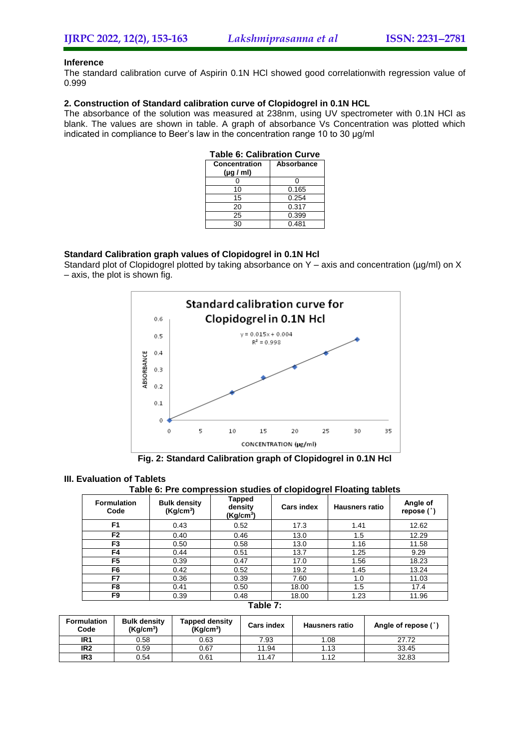**Inference**

The standard calibration curve of Aspirin 0.1N HCl showed good correlationwith regression value of 0.999

**2. Construction of Standard calibration curve of Clopidogrel in 0.1N HCL**

The absorbance of the solution was measured at 238nm, using UV spectrometer with 0.1N HCl as blank. The values are shown in table. A graph of absorbance Vs Concentration was plotted which indicated in compliance to Beer's law in the concentration range 10 to 30 μg/ml

**Table 6: Calibration Curve**

| Concentration (μg / ml) | Absorbance |
|---|---|
| 0 | 0 |
| 10 | 0.165 |
| 15 | 0.254 |
| 20 | 0.317 |
| 25 | 0.399 |
| 30 | 0.481 |

**Standard Calibration graph values of Clopidogrel in 0.1N Hcl**

Standard plot of Clopidogrel plotted by taking absorbance on Y – axis and concentration (μg/ml) on X – axis, the plot is shown fig.

Standard calibration curve for Clopidogrel in 0.1N Hcl

$y = 0.015x + 0.004$
$R^2 = 0.998$

**Fig. 2: Standard Calibration graph of Clopidogrel in 0.1N Hcl**

**III. Evaluation of Tablets**

**Table 6: Pre compression studies of clopidogrel Floating tablets**

| Formulation Code | Bulk density ($Kg/cm^3$) | Tapped density ($Kg/cm^3$) | Cars index | Hausners ratio | Angle of repose (˚) |
|---|---|---|---|---|---|
| F1 | 0.43 | 0.52 | 17.3 | 1.41 | 12.62 |
| F2 | 0.40 | 0.46 | 13.0 | 1.5 | 12.29 |
| F3 | 0.50 | 0.58 | 13.0 | 1.16 | 11.58 |
| F4 | 0.44 | 0.51 | 13.7 | 1.25 | 9.29 |
| F5 | 0.39 | 0.47 | 17.0 | 1.56 | 18.23 |
| F6 | 0.42 | 0.52 | 19.2 | 1.45 | 13.24 |
| F7 | 0.36 | 0.39 | 7.60 | 1.0 | 11.03 |
| F8 | 0.41 | 0.50 | 18.00 | 1.5 | 17.4 |
| F9 | 0.39 | 0.48 | 18.00 | 1.23 | 11.96 |

**Table 7:**

| Formulation Code | Bulk density ($Kg/cm^3$) | Tapped density ($Kg/cm^3$) | Cars index | Hausners ratio | Angle of repose (˚) |
|---|---|---|---|---|---|
| IR1 | 0.58 | 0.63 | 7.93 | 1.08 | 27.72 |
| IR2 | 0.59 | 0.67 | 11.94 | 1.13 | 33.45 |
| IR3 | 0.54 | 0.61 | 11.47 | 1.12 | 32.83 |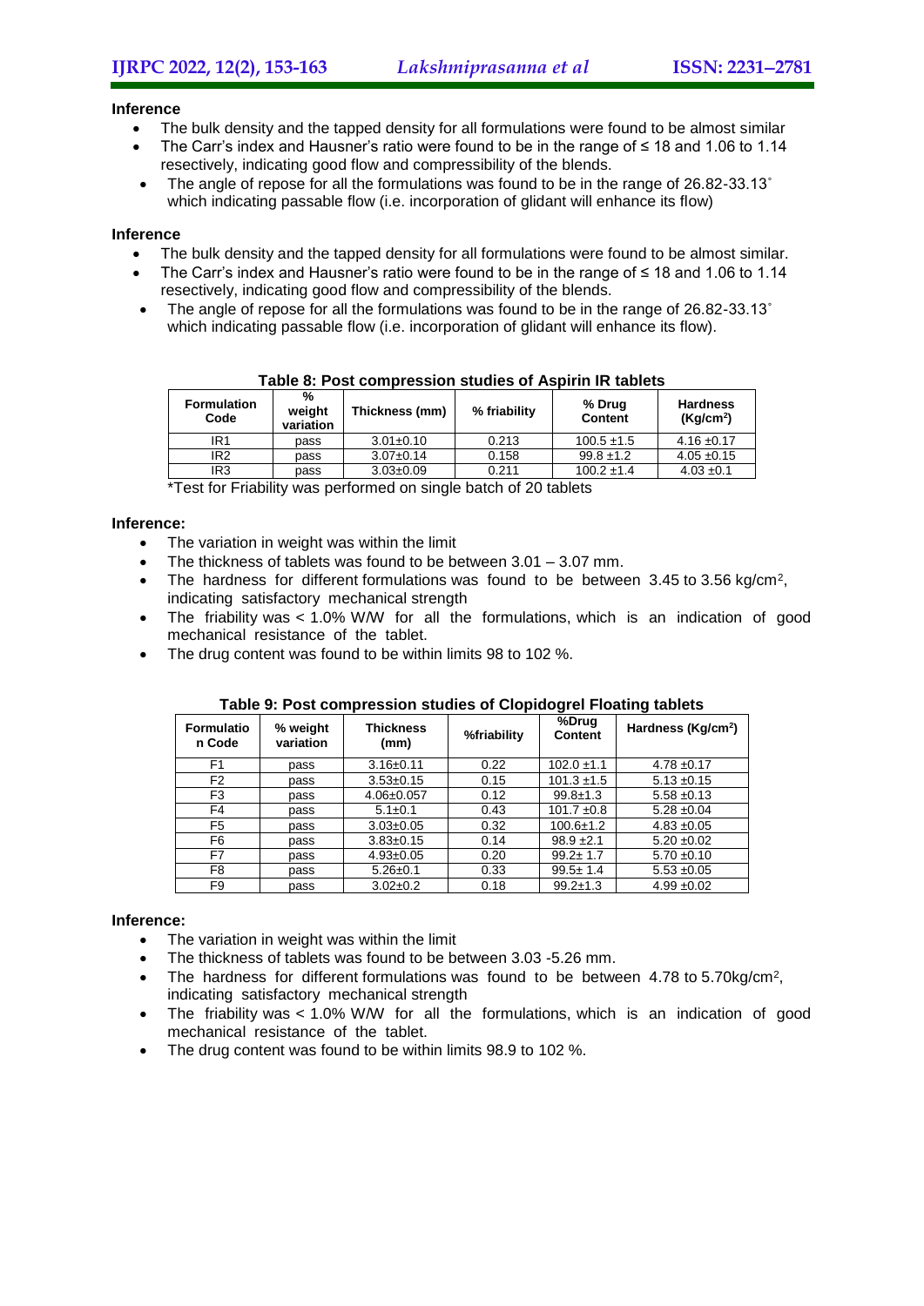**Inference**

- The bulk density and the tapped density for all formulations were found to be almost similar
- The Carr's index and Hausner's ratio were found to be in the range of ≤ 18 and 1.06 to 1.14 resectively, indicating good flow and compressibility of the blends.
- The angle of repose for all the formulations was found to be in the range of 26.82-33.13˚ which indicating passable flow (i.e. incorporation of glidant will enhance its flow)

**Inference**

- The bulk density and the tapped density for all formulations were found to be almost similar.
- The Carr's index and Hausner's ratio were found to be in the range of ≤ 18 and 1.06 to 1.14 resectively, indicating good flow and compressibility of the blends.
- The angle of repose for all the formulations was found to be in the range of 26.82-33.13˚ which indicating passable flow (i.e. incorporation of glidant will enhance its flow).

**Table 8: Post compression studies of Aspirin IR tablets**

| Formulation Code | % weight variation | Thickness (mm) | % friability | % Drug Content | Hardness (Kg/cm$^2$) |
|---|---|---|---|---|---|
| IR1 | pass | 3.01±0.10 | 0.213 | 100.5 ±1.5 | 4.16 ±0.17 |
| IR2 | pass | 3.07±0.14 | 0.158 | 99.8 ±1.2 | 4.05 ±0.15 |
| IR3 | pass | 3.03±0.09 | 0.211 | 100.2 ±1.4 | 4.03 ±0.1 |

*Test for Friability was performed on single batch of 20 tablets

**Inference:**

- The variation in weight was within the limit
- The thickness of tablets was found to be between 3.01 – 3.07 mm.
- The hardness for different formulations was found to be between 3.45 to 3.56 kg/cm$^2$, indicating satisfactory mechanical strength
- The friability was < 1.0% W/W for all the formulations, which is an indication of good mechanical resistance of the tablet.
- The drug content was found to be within limits 98 to 102 %.

**Table 9: Post compression studies of Clopidogrel Floating tablets**

| Formulation Code | % weight variation | Thickness (mm) | %friability | %Drug Content | Hardness (Kg/cm$^2$) |
|---|---|---|---|---|---|
| F1 | pass | 3.16±0.11 | 0.22 | 102.0 ±1.1 | 4.78 ±0.17 |
| F2 | pass | 3.53±0.15 | 0.15 | 101.3 ±1.5 | 5.13 ±0.15 |
| F3 | pass | 4.06±0.057 | 0.12 | 99.8±1.3 | 5.58 ±0.13 |
| F4 | pass | 5.1±0.1 | 0.43 | 101.7 ±0.8 | 5.28 ±0.04 |
| F5 | pass | 3.03±0.05 | 0.32 | 100.6±1.2 | 4.83 ±0.05 |
| F6 | pass | 3.83±0.15 | 0.14 | 98.9 ±2.1 | 5.20 ±0.02 |
| F7 | pass | 4.93±0.05 | 0.20 | 99.2± 1.7 | 5.70 ±0.10 |
| F8 | pass | 5.26±0.1 | 0.33 | 99.5± 1.4 | 5.53 ±0.05 |
| F9 | pass | 3.02±0.2 | 0.18 | 99.2±1.3 | 4.99 ±0.02 |

**Inference:**

- The variation in weight was within the limit
- The thickness of tablets was found to be between 3.03 -5.26 mm.
- The hardness for different formulations was found to be between 4.78 to 5.70kg/cm$^2$, indicating satisfactory mechanical strength
- The friability was < 1.0% W/W for all the formulations, which is an indication of good mechanical resistance of the tablet.
- The drug content was found to be within limits 98.9 to 102 %.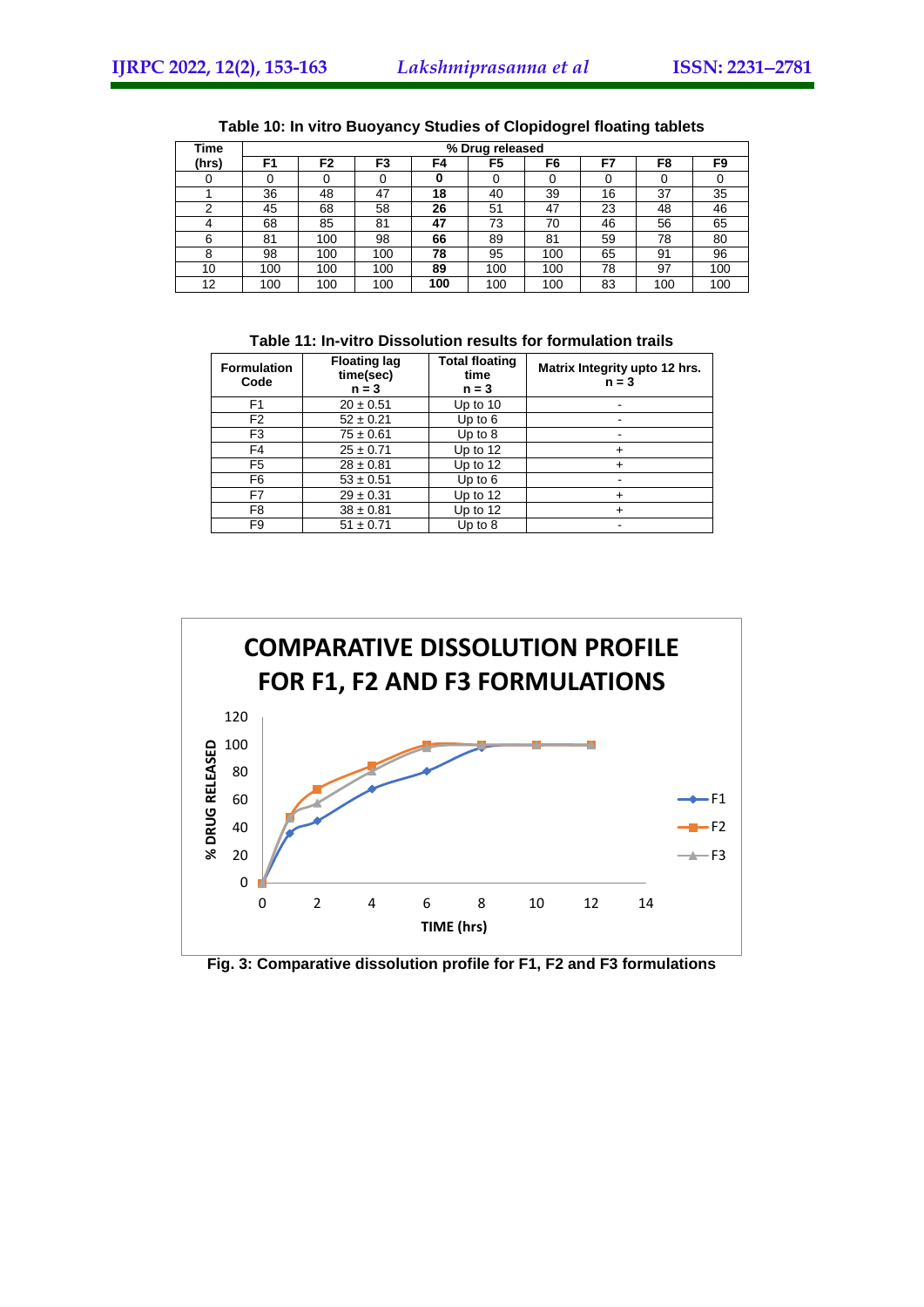**Table 10: In vitro Buoyancy Studies of Clopidogrel floating tablets**

| Time (hrs) | % Drug released | | | | | | | | |
|---|---|---|---|---|---|---|---|---|---|
| | F1 | F2 | F3 | F4 | F5 | F6 | F7 | F8 | F9 |
| 0 | 0 | 0 | 0 | **0** | 0 | 0 | 0 | 0 | 0 |
| 1 | 36 | 48 | 47 | **18** | 40 | 39 | 16 | 37 | 35 |
| 2 | 45 | 68 | 58 | **26** | 51 | 47 | 23 | 48 | 46 |
| 4 | 68 | 85 | 81 | **47** | 73 | 70 | 46 | 56 | 65 |
| 6 | 81 | 100 | 98 | **66** | 89 | 81 | 59 | 78 | 80 |
| 8 | 98 | 100 | 100 | **78** | 95 | 100 | 65 | 91 | 96 |
| 10 | 100 | 100 | 100 | **89** | 100 | 100 | 78 | 97 | 100 |
| 12 | 100 | 100 | 100 | **100** | 100 | 100 | 83 | 100 | 100 |

**Table 11: In-vitro Dissolution results for formulation trails**

| Formulation Code | Floating lag time(sec) n = 3 | Total floating time n = 3 | Matrix Integrity upto 12 hrs. n = 3 |
|---|---|---|---|
| F1 | 20 ± 0.51 | Up to 10 | - |
| F2 | 52 ± 0.21 | Up to 6 | - |
| F3 | 75 ± 0.61 | Up to 8 | - |
| F4 | 25 ± 0.71 | Up to 12 | + |
| F5 | 28 ± 0.81 | Up to 12 | + |
| F6 | 53 ± 0.51 | Up to 6 | - |
| F7 | 29 ± 0.31 | Up to 12 | + |
| F8 | 38 ± 0.81 | Up to 12 | + |
| F9 | 51 ± 0.71 | Up to 8 | - |

**Fig. 3: Comparative dissolution profile for F1, F2 and F3 formulations**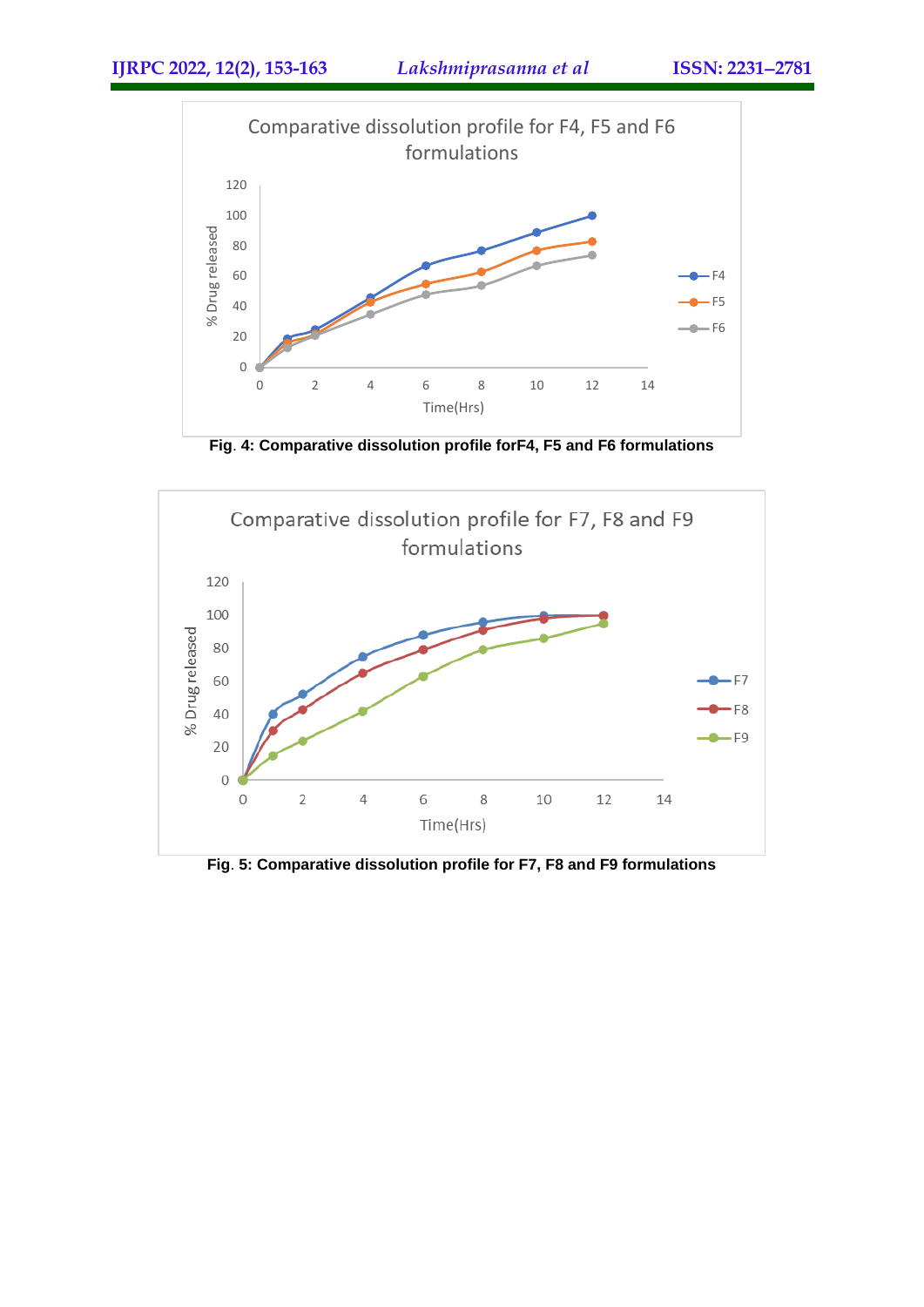**Fig. 4: Comparative dissolution profile forF4, F5 and F6 formulations**

**Fig. 5: Comparative dissolution profile for F7, F8 and F9 formulations**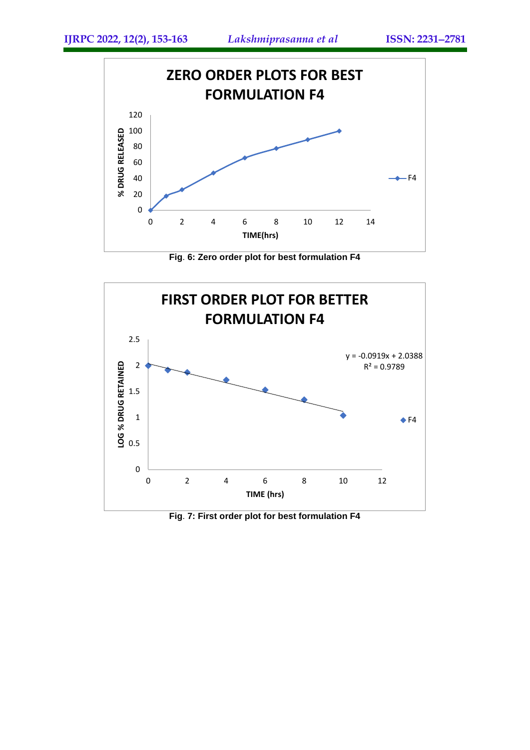Fig. 6: Zero order plot for best formulation F4

Fig. 7: First order plot for best formulation F4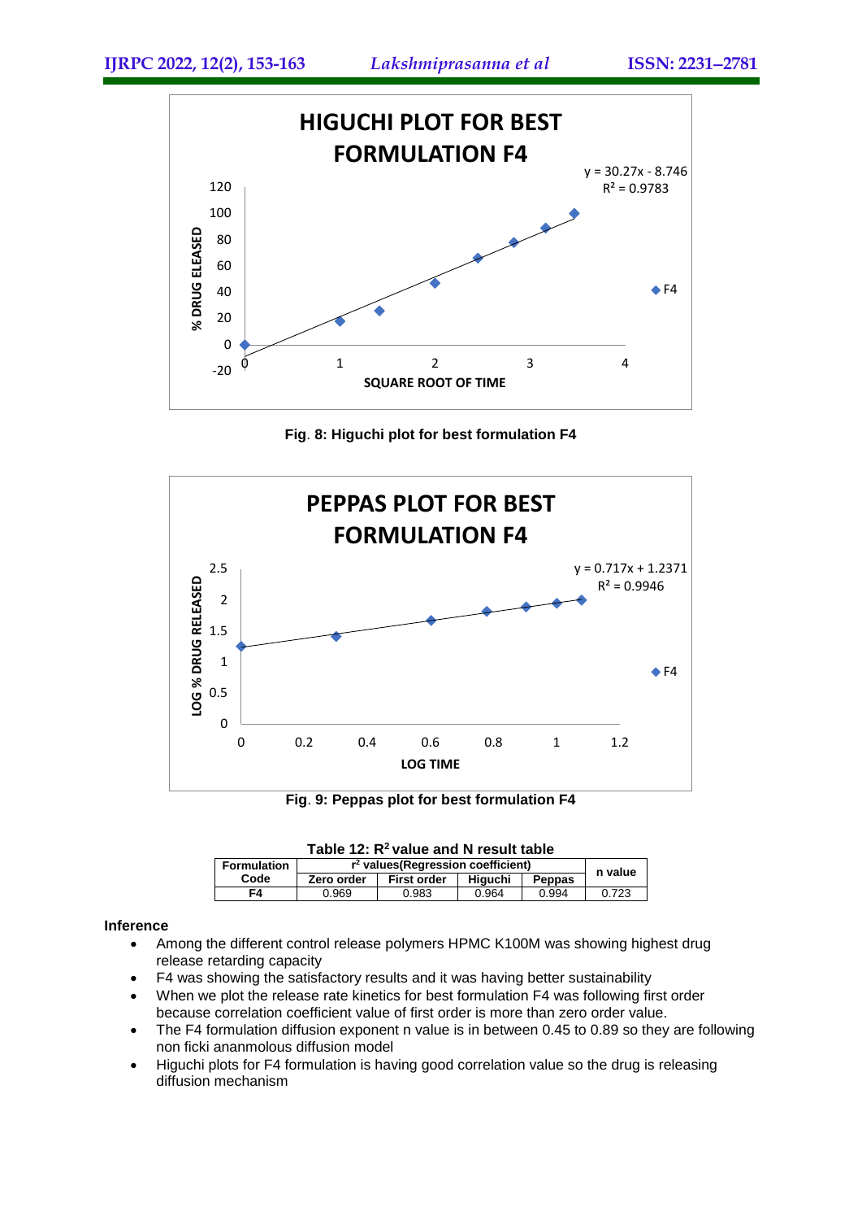Fig. 8: Higuchi plot for best formulation F4

Fig. 9: Peppas plot for best formulation F4

**Table 12: $R^2$ value and N result table**

| Formulation Code | $r^2$ values(Regression coefficient) | | | | n value |
|---|---|---|---|---|---|
| | Zero order | First order | Higuchi | Peppas | |
| **F4** | 0.969 | 0.983 | 0.964 | 0.994 | 0.723 |

**Inference**

- Among the different control release polymers HPMC K100M was showing highest drug release retarding capacity
- F4 was showing the satisfactory results and it was having better sustainability
- When we plot the release rate kinetics for best formulation F4 was following first order because correlation coefficient value of first order is more than zero order value.
- The F4 formulation diffusion exponent n value is in between 0.45 to 0.89 so they are following non ficki ananmolous diffusion model
- Higuchi plots for F4 formulation is having good correlation value so the drug is releasing diffusion mechanism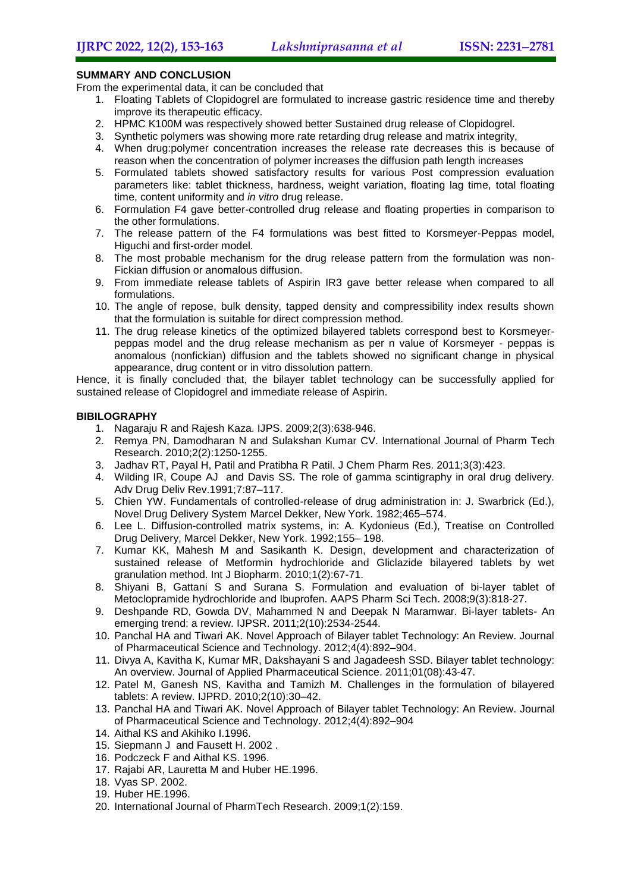## SUMMARY AND CONCLUSION

From the experimental data, it can be concluded that

1. Floating Tablets of Clopidogrel are formulated to increase gastric residence time and thereby improve its therapeutic efficacy.
2. HPMC K100M was respectively showed better Sustained drug release of Clopidogrel.
3. Synthetic polymers was showing more rate retarding drug release and matrix integrity,
4. When drug:polymer concentration increases the release rate decreases this is because of reason when the concentration of polymer increases the diffusion path length increases
5. Formulated tablets showed satisfactory results for various Post compression evaluation parameters like: tablet thickness, hardness, weight variation, floating lag time, total floating time, content uniformity and *in vitro* drug release.
6. Formulation F4 gave better-controlled drug release and floating properties in comparison to the other formulations.
7. The release pattern of the F4 formulations was best fitted to Korsmeyer-Peppas model, Higuchi and first-order model.
8. The most probable mechanism for the drug release pattern from the formulation was non-Fickian diffusion or anomalous diffusion.
9. From immediate release tablets of Aspirin IR3 gave better release when compared to all formulations.
10. The angle of repose, bulk density, tapped density and compressibility index results shown that the formulation is suitable for direct compression method.
11. The drug release kinetics of the optimized bilayered tablets correspond best to Korsmeyer-peppas model and the drug release mechanism as per n value of Korsmeyer - peppas is anomalous (nonfickian) diffusion and the tablets showed no significant change in physical appearance, drug content or in vitro dissolution pattern.

Hence, it is finally concluded that, the bilayer tablet technology can be successfully applied for sustained release of Clopidogrel and immediate release of Aspirin.

## BIBILOGRAPHY

1. Nagaraju R and Rajesh Kaza. IJPS. 2009;2(3):638-946.
2. Remya PN, Damodharan N and Sulakshan Kumar CV. International Journal of Pharm Tech Research. 2010;2(2):1250-1255.
3. Jadhav RT, Payal H, Patil and Pratibha R Patil. J Chem Pharm Res. 2011;3(3):423.
4. Wilding IR, Coupe AJ and Davis SS. The role of gamma scintigraphy in oral drug delivery. Adv Drug Deliv Rev.1991;7:87–117.
5. Chien YW. Fundamentals of controlled-release of drug administration in: J. Swarbrick (Ed.), Novel Drug Delivery System Marcel Dekker, New York. 1982;465–574.
6. Lee L. Diffusion-controlled matrix systems, in: A. Kydonieus (Ed.), Treatise on Controlled Drug Delivery, Marcel Dekker, New York. 1992;155– 198.
7. Kumar KK, Mahesh M and Sasikanth K. Design, development and characterization of sustained release of Metformin hydrochloride and Gliclazide bilayered tablets by wet granulation method. Int J Biopharm. 2010;1(2):67-71.
8. Shiyani B, Gattani S and Surana S. Formulation and evaluation of bi-layer tablet of Metoclopramide hydrochloride and Ibuprofen. AAPS Pharm Sci Tech. 2008;9(3):818-27.
9. Deshpande RD, Gowda DV, Mahammed N and Deepak N Maramwar. Bi-layer tablets- An emerging trend: a review. IJPSR. 2011;2(10):2534-2544.
10. Panchal HA and Tiwari AK. Novel Approach of Bilayer tablet Technology: An Review. Journal of Pharmaceutical Science and Technology. 2012;4(4):892–904.
11. Divya A, Kavitha K, Kumar MR, Dakshayani S and Jagadeesh SSD. Bilayer tablet technology: An overview. Journal of Applied Pharmaceutical Science. 2011;01(08):43-47.
12. Patel M, Ganesh NS, Kavitha and Tamizh M. Challenges in the formulation of bilayered tablets: A review. IJPRD. 2010;2(10):30–42.
13. Panchal HA and Tiwari AK. Novel Approach of Bilayer tablet Technology: An Review. Journal of Pharmaceutical Science and Technology. 2012;4(4):892–904
14. Aithal KS and Akihiko I.1996.
15. Siepmann J and Fausett H. 2002 .
16. Podczeck F and Aithal KS. 1996.
17. Rajabi AR, Lauretta M and Huber HE.1996.
18. Vyas SP. 2002.
19. Huber HE.1996.
20. International Journal of PharmTech Research. 2009;1(2):159.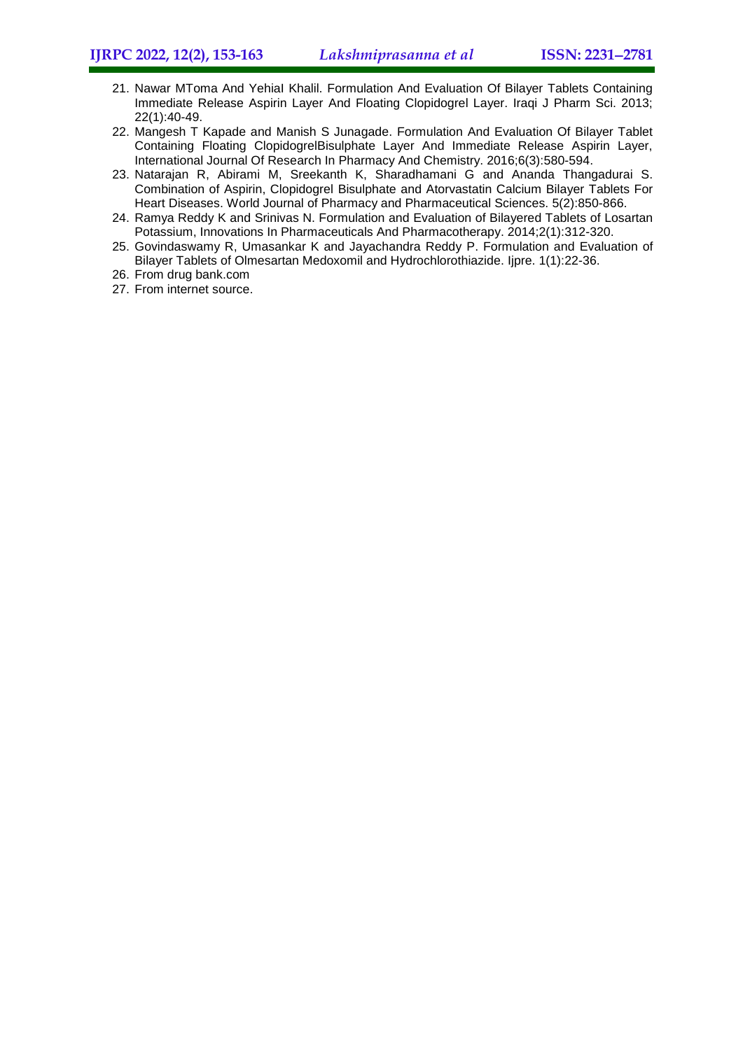21. Nawar MToma And YehiaI Khalil. Formulation And Evaluation Of Bilayer Tablets Containing Immediate Release Aspirin Layer And Floating Clopidogrel Layer. Iraqi J Pharm Sci. 2013; 22(1):40-49.
22. Mangesh T Kapade and Manish S Junagade. Formulation And Evaluation Of Bilayer Tablet Containing Floating ClopidogrelBisulphate Layer And Immediate Release Aspirin Layer, International Journal Of Research In Pharmacy And Chemistry. 2016;6(3):580-594.
23. Natarajan R, Abirami M, Sreekanth K, Sharadhamani G and Ananda Thangadurai S. Combination of Aspirin, Clopidogrel Bisulphate and Atorvastatin Calcium Bilayer Tablets For Heart Diseases. World Journal of Pharmacy and Pharmaceutical Sciences. 5(2):850-866.
24. Ramya Reddy K and Srinivas N. Formulation and Evaluation of Bilayered Tablets of Losartan Potassium, Innovations In Pharmaceuticals And Pharmacotherapy. 2014;2(1):312-320.
25. Govindaswamy R, Umasankar K and Jayachandra Reddy P. Formulation and Evaluation of Bilayer Tablets of Olmesartan Medoxomil and Hydrochlorothiazide. Ijpre. 1(1):22-36.
26. From drug bank.com
27. From internet source.